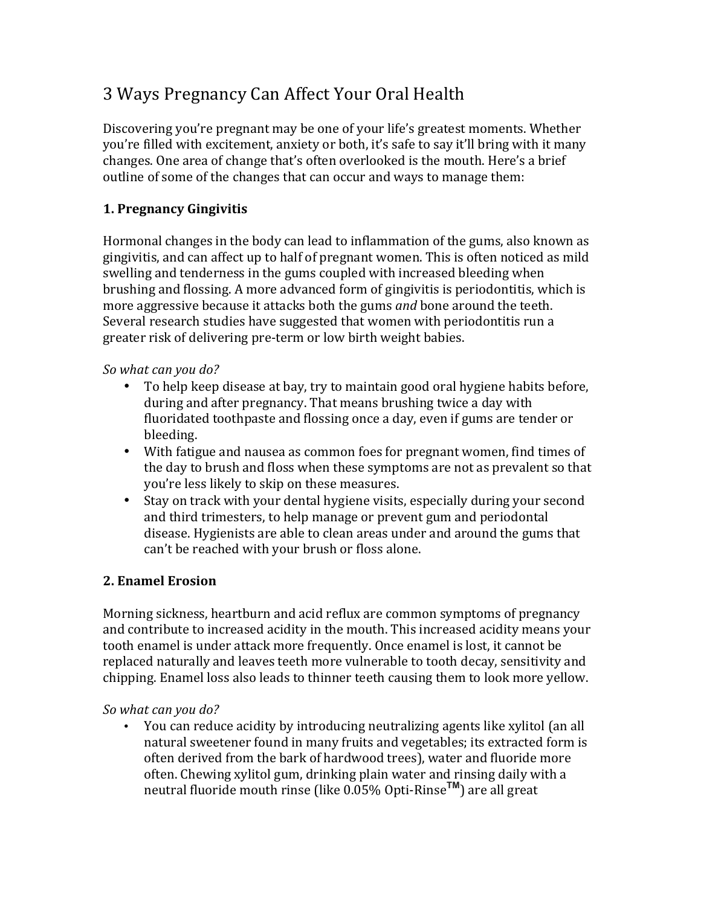# 3 Ways Pregnancy Can Affect Your Oral Health

Discovering you're pregnant may be one of your life's greatest moments. Whether you're filled with excitement, anxiety or both, it's safe to say it'll bring with it many changes. One area of change that's often overlooked is the mouth. Here's a brief outline of some of the changes that can occur and ways to manage them:

## 1. Pregnancy Gingivitis

Hormonal changes in the body can lead to inflammation of the gums, also known as gingivitis, and can affect up to half of pregnant women. This is often noticed as mild swelling and tenderness in the gums coupled with increased bleeding when brushing and flossing. A more advanced form of gingivitis is periodontitis, which is more aggressive because it attacks both the gums *and* bone around the teeth. Several research studies have suggested that women with periodontitis run a greater risk of delivering pre-term or low birth weight babies.

*So what can you do?*

- To help keep disease at bay, try to maintain good oral hygiene habits before, during and after pregnancy. That means brushing twice a day with fluoridated toothpaste and flossing once a day, even if gums are tender or bleeding.
- With fatigue and nausea as common foes for pregnant women, find times of the day to brush and floss when these symptoms are not as prevalent so that you're less likely to skip on these measures.
- Stay on track with your dental hygiene visits, especially during your second and third trimesters, to help manage or prevent gum and periodontal disease. Hygienists are able to clean areas under and around the gums that can't be reached with your brush or floss alone.

## 2. Enamel Erosion

Morning sickness, heartburn and acid reflux are common symptoms of pregnancy and contribute to increased acidity in the mouth. This increased acidity means your tooth enamel is under attack more frequently. Once enamel is lost, it cannot be replaced naturally and leaves teeth more vulnerable to tooth decay, sensitivity and chipping. Enamel loss also leads to thinner teeth causing them to look more yellow.

*So what can you do?*

- You can reduce acidity by introducing neutralizing agents like xylitol (an all natural sweetener found in many fruits and vegetables; its extracted form is often derived from the bark of hardwood trees), water and fluoride more often. Chewing xylitol gum, drinking plain water and rinsing daily with a neutral fluoride mouth rinse (like 0.05% Opti-Rinse™) are all great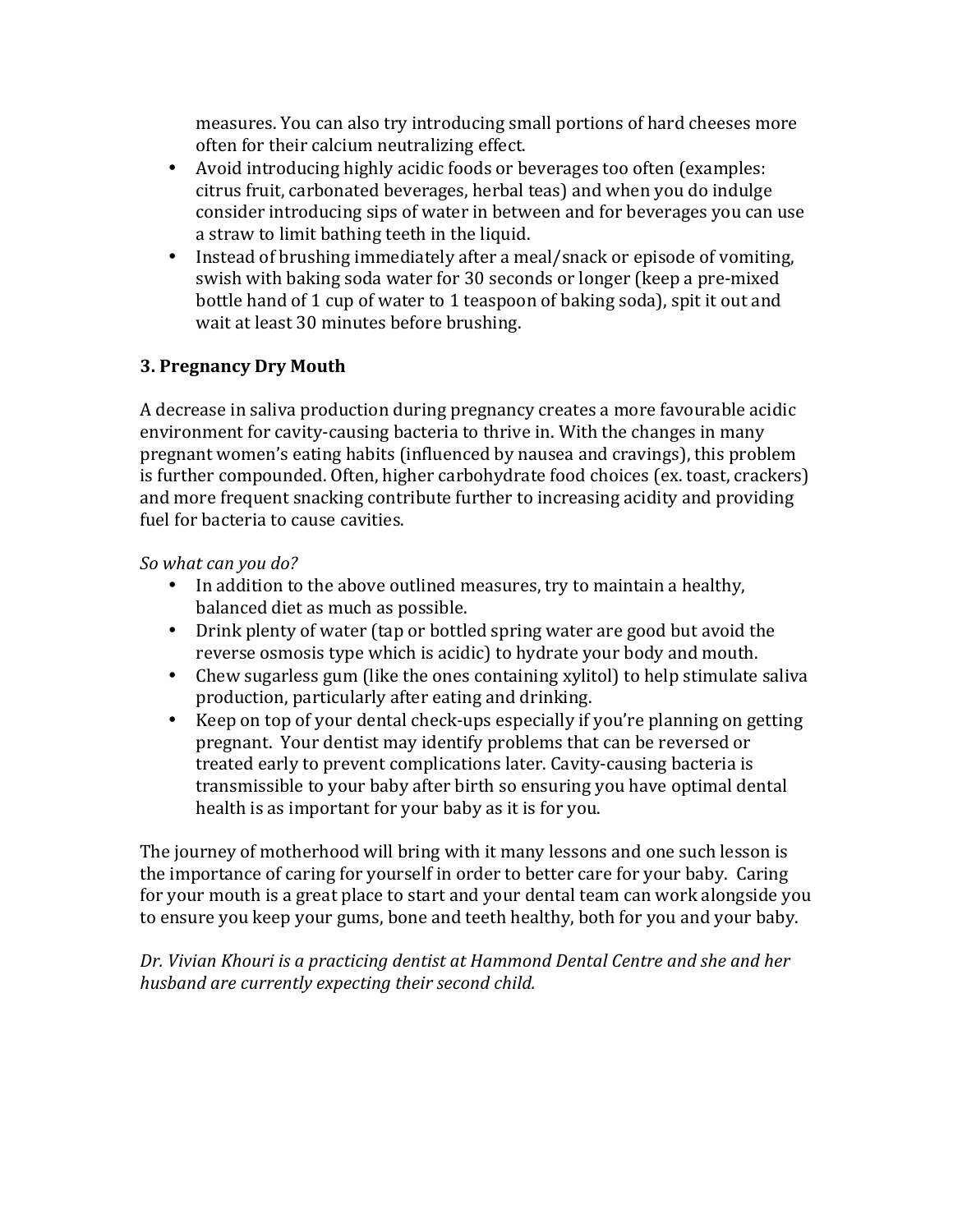measures. You can also try introducing small portions of hard cheeses more often for their calcium neutralizing effect.

- Avoid introducing highly acidic foods or beverages too often (examples: citrus fruit, carbonated beverages, herbal teas) and when you do indulge consider introducing sips of water in between and for beverages you can use a straw to limit bathing teeth in the liquid.
- Instead of brushing immediately after a meal/snack or episode of vomiting, swish with baking soda water for 30 seconds or longer (keep a pre-mixed bottle hand of 1 cup of water to 1 teaspoon of baking soda), spit it out and wait at least 30 minutes before brushing.

### 3. Pregnancy Dry Mouth

A decrease in saliva production during pregnancy creates a more favourable acidic environment for cavity-causing bacteria to thrive in. With the changes in many pregnant women's eating habits (influenced by nausea and cravings), this problem is further compounded. Often, higher carbohydrate food choices (ex. toast, crackers) and more frequent snacking contribute further to increasing acidity and providing fuel for bacteria to cause cavities.

*So what can you do?*

- In addition to the above outlined measures, try to maintain a healthy, balanced diet as much as possible.
- Drink plenty of water (tap or bottled spring water are good but avoid the reverse osmosis type which is acidic) to hydrate your body and mouth.
- Chew sugarless gum (like the ones containing xylitol) to help stimulate saliva production, particularly after eating and drinking.
- Keep on top of your dental check-ups especially if you're planning on getting pregnant. Your dentist may identify problems that can be reversed or treated early to prevent complications later. Cavity-causing bacteria is transmissible to your baby after birth so ensuring you have optimal dental health is as important for your baby as it is for you.

The journey of motherhood will bring with it many lessons and one such lesson is the importance of caring for yourself in order to better care for your baby. Caring for your mouth is a great place to start and your dental team can work alongside you to ensure you keep your gums, bone and teeth healthy, both for you and your baby.

*Dr. Vivian Khouri is a practicing dentist at Hammond Dental Centre and she and her husband are currently expecting their second child.*